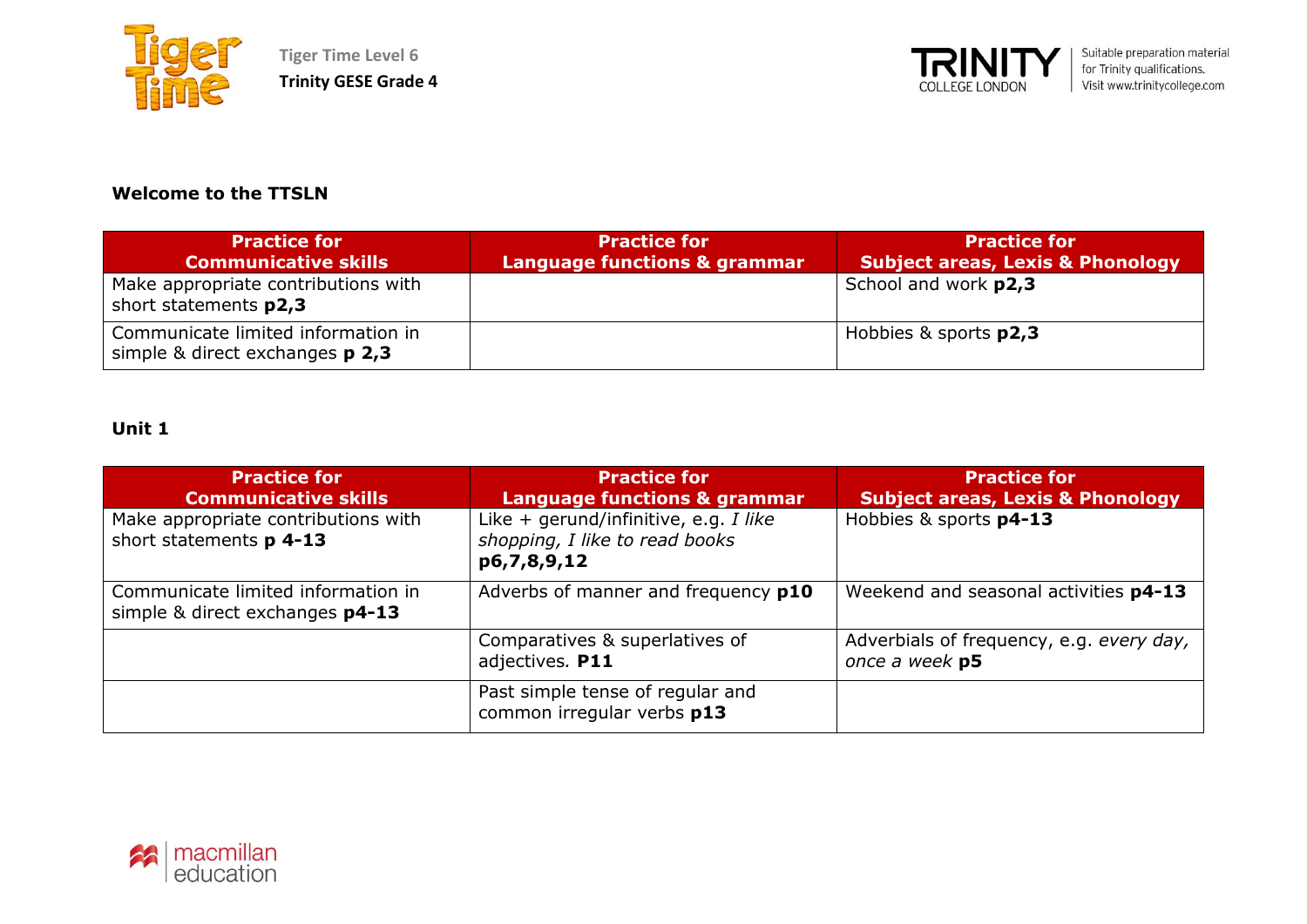Tiger Time Level 6

**Trinity GESE Grade 4**

## Welcome to the TTSLN

| Practice for Communicative skills | Practice for Language functions & grammar | Practice for Subject areas, Lexis & Phonology |
|---|---|---|
| Make appropriate contributions with short statements **p2,3** | | School and work **p2,3** |
| Communicate limited information in simple & direct exchanges **p 2,3** | | Hobbies & sports **p2,3** |

## Unit 1

| Practice for Communicative skills | Practice for Language functions & grammar | Practice for Subject areas, Lexis & Phonology |
|---|---|---|
| Make appropriate contributions with short statements **p 4-13** | Like + gerund/infinitive, e.g. *I like shopping, I like to read books* **p6,7,8,9,12** | Hobbies & sports **p4-13** |
| Communicate limited information in simple & direct exchanges **p4-13** | Adverbs of manner and frequency **p10** | Weekend and seasonal activities **p4-13** |
| | Comparatives & superlatives of adjectives*.* **P11** | Adverbials of frequency, e.g. *every day, once a week* **p5** |
| | Past simple tense of regular and common irregular verbs **p13** | |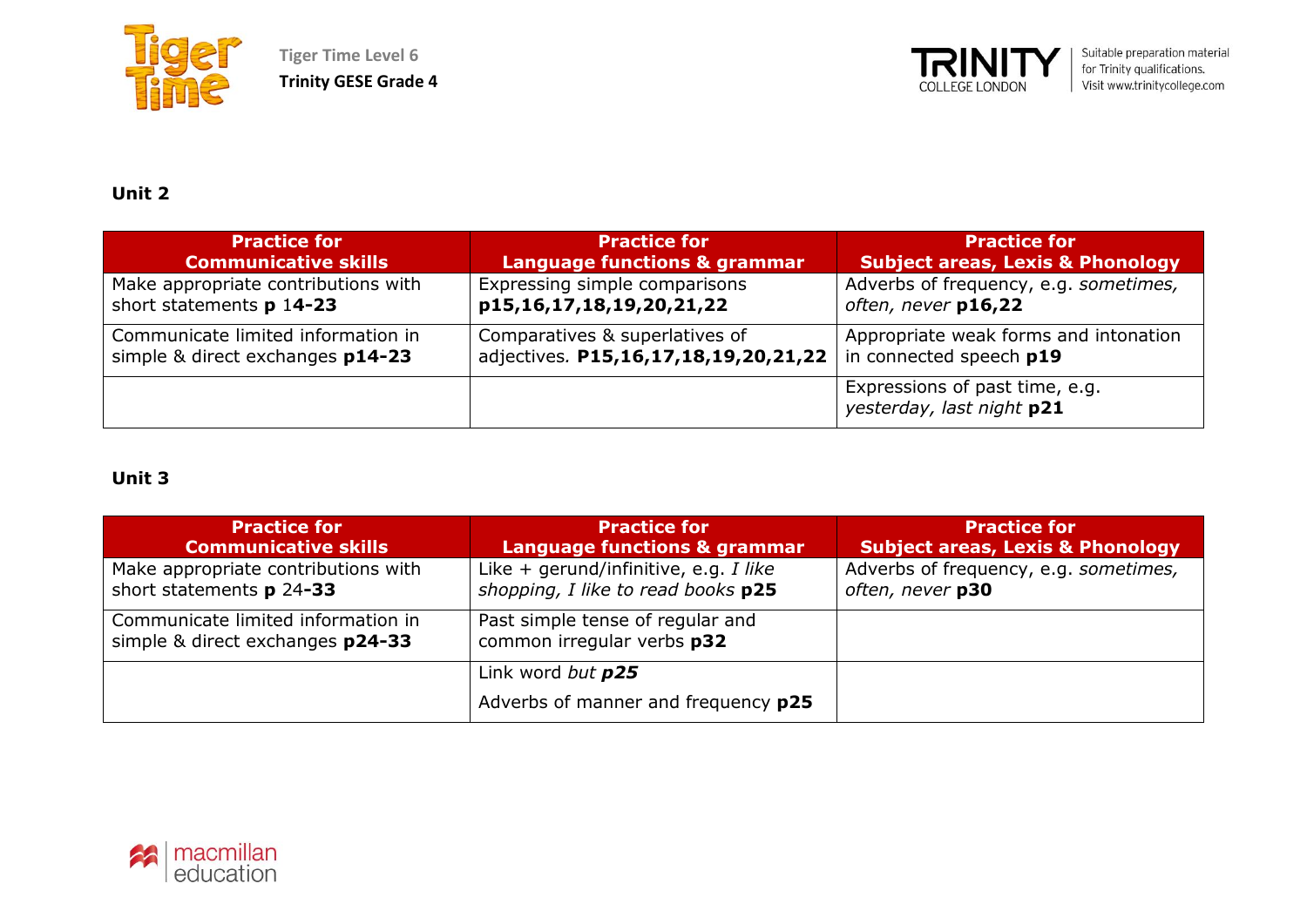## Unit 2

| Practice for Communicative skills | Practice for Language functions & grammar | Practice for Subject areas, Lexis & Phonology |
|---|---|---|
| Make appropriate contributions with short statements **p** 1**4-23** | Expressing simple comparisons **p15,16,17,18,19,20,21,22** | Adverbs of frequency, e.g. *sometimes, often, never* **p16,22** |
| Communicate limited information in simple & direct exchanges **p14-23** | Comparatives & superlatives of adjectives*.* **P15,16,17,18,19,20,21,22** | Appropriate weak forms and intonation in connected speech **p19** |
| | | Expressions of past time, e.g. *yesterday, last night* **p21** |

## Unit 3

| Practice for Communicative skills | Practice for Language functions & grammar | Practice for Subject areas, Lexis & Phonology |
|---|---|---|
| Make appropriate contributions with short statements **p** 24**-33** | Like + gerund/infinitive, e.g. *I like shopping, I like to read books* **p25** | Adverbs of frequency, e.g. *sometimes, often, never* **p30** |
| Communicate limited information in simple & direct exchanges **p24-33** | Past simple tense of regular and common irregular verbs **p32** | |
| | Link word *but* ***p25***<br>Adverbs of manner and frequency **p25** | |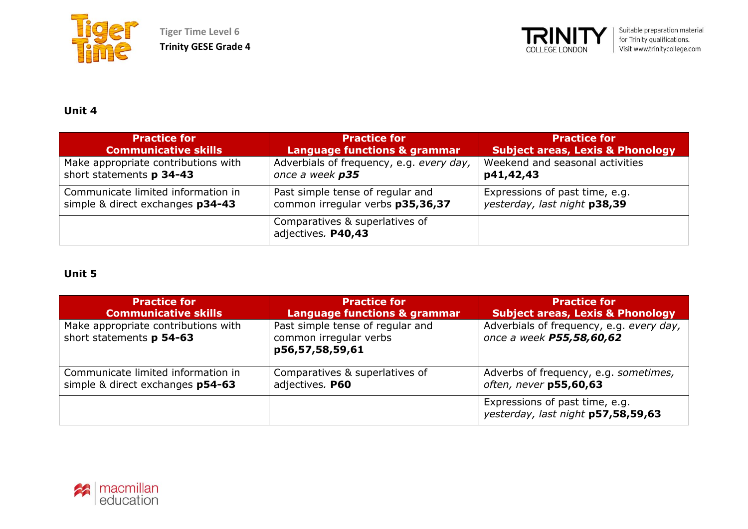## Unit 4

| Practice for Communicative skills | Practice for Language functions & grammar | Practice for Subject areas, Lexis & Phonology |
|---|---|---|
| Make appropriate contributions with short statements **p 34-43** | Adverbials of frequency, e.g. *every day, once a week* ***p35*** | Weekend and seasonal activities **p41,42,43** |
| Communicate limited information in simple & direct exchanges **p34-43** | Past simple tense of regular and common irregular verbs **p35,36,37** | Expressions of past time, e.g. *yesterday, last night* **p38,39** |
| | Comparatives & superlatives of adjectives. **P40,43** | |

## Unit 5

| Practice for Communicative skills | Practice for Language functions & grammar | Practice for Subject areas, Lexis & Phonology |
|---|---|---|
| Make appropriate contributions with short statements **p 54-63** | Past simple tense of regular and common irregular verbs **p56,57,58,59,61** | Adverbials of frequency, e.g. *every day, once a week* ***P55,58,60,62*** |
| Communicate limited information in simple & direct exchanges **p54-63** | Comparatives & superlatives of adjectives. **P60** | Adverbs of frequency, e.g. *sometimes, often, never* **p55,60,63** |
| | | Expressions of past time, e.g. *yesterday, last night* **p57,58,59,63** |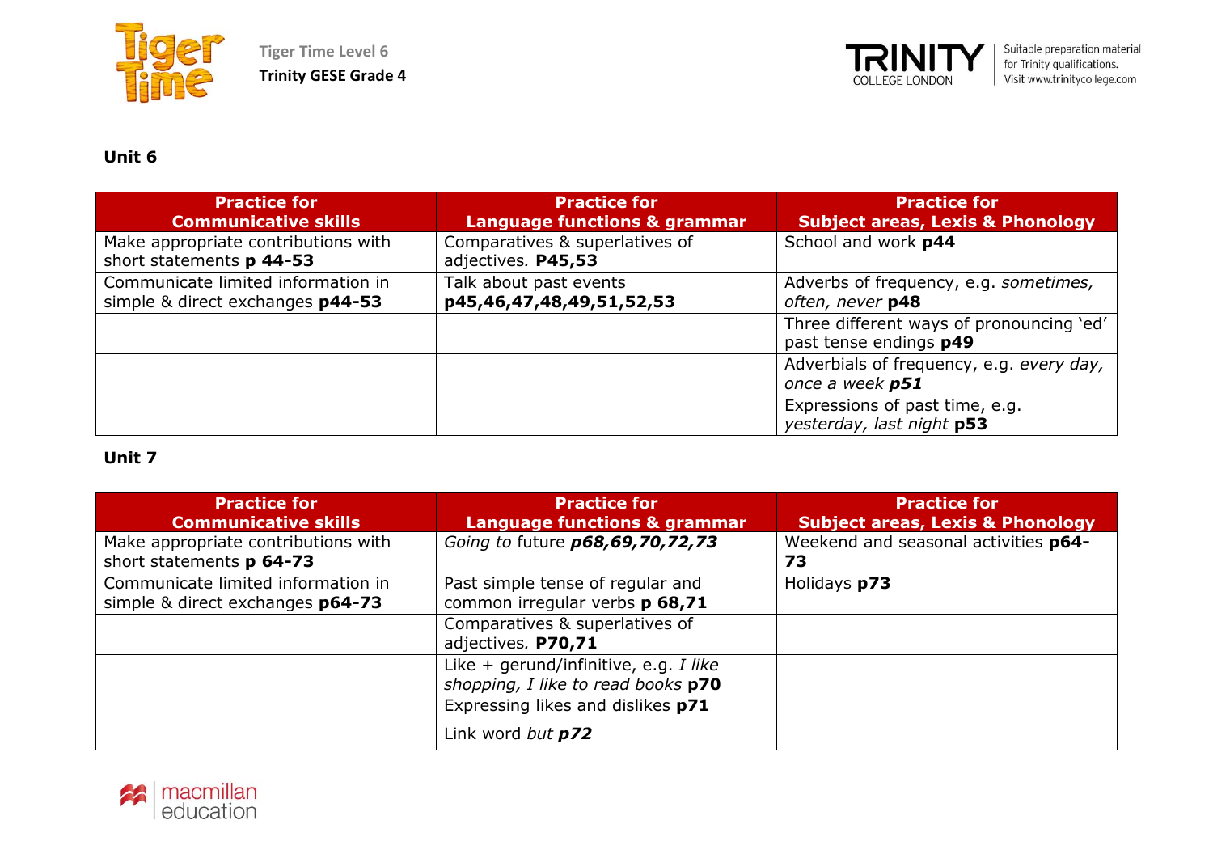## Unit 6

| Practice for Communicative skills | Practice for Language functions & grammar | Practice for Subject areas, Lexis & Phonology |
|---|---|---|
| Make appropriate contributions with short statements **p 44-53** | Comparatives & superlatives of adjectives. **P45,53** | School and work **p44** |
| Communicate limited information in simple & direct exchanges **p44-53** | Talk about past events **p45,46,47,48,49,51,52,53** | Adverbs of frequency, e.g. *sometimes, often, never* **p48** |
| | | Three different ways of pronouncing 'ed' past tense endings **p49** |
| | | Adverbials of frequency, e.g. *every day, once a week* ***p51*** |
| | | Expressions of past time, e.g. *yesterday, last night* **p53** |

## Unit 7

| Practice for Communicative skills | Practice for Language functions & grammar | Practice for Subject areas, Lexis & Phonology |
|---|---|---|
| Make appropriate contributions with short statements **p 64-73** | *Going to* future ***p68,69,70,72,73*** | Weekend and seasonal activities **p64-73** |
| Communicate limited information in simple & direct exchanges **p64-73** | Past simple tense of regular and common irregular verbs **p 68,71** | Holidays **p73** |
| | Comparatives & superlatives of adjectives. **P70,71** | |
| | Like + gerund/infinitive, e.g. *I like shopping, I like to read books* **p70** | |
| | Expressing likes and dislikes **p71**<br><br>Link word *but* ***p72*** | |